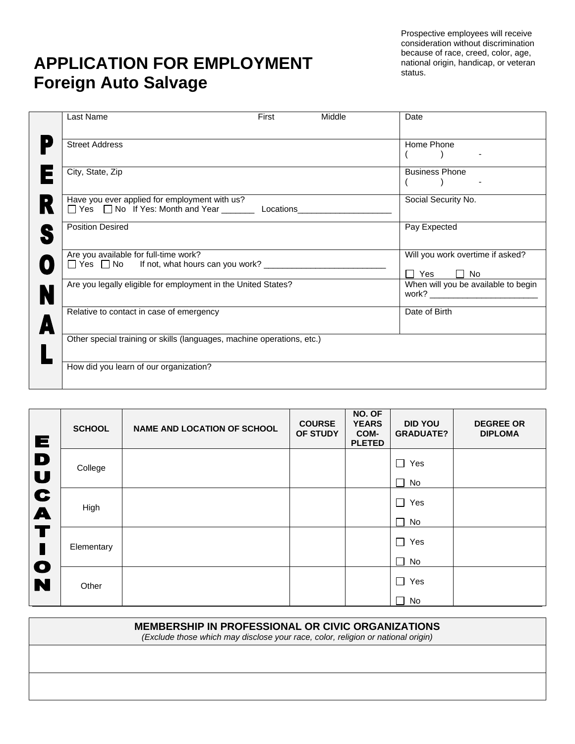Prospective employees will receive consideration without discrimination because of race, creed, color, age, national origin, handicap, or veteran status.

# APPLICATION FOR EMPLOYMENT
## Foreign Auto Salvage

**PERSONAL**

| | |
|---|---|
| Last Name First Middle | Date |
| Street Address | Home Phone ( ) - |
| City, State, Zip | Business Phone ( ) - |
| Have you ever applied for employment with us? ☐ Yes ☐ No If Yes: Month and Year _______ Locations____________________ | Social Security No. |
| Position Desired | Pay Expected |
| Are you available for full-time work? ☐ Yes ☐ No If not, what hours can you work? __________________________ | Will you work overtime if asked? ☐ Yes ☐ No |
| Are you legally eligible for employment in the United States? | When will you be available to begin work? _______________________ |
| Relative to contact in case of emergency | Date of Birth |
| Other special training or skills (languages, machine operations, etc.) | |
| How did you learn of our organization? | |

**EDUCATION**

| SCHOOL | NAME AND LOCATION OF SCHOOL | COURSE OF STUDY | NO. OF YEARS COM-PLETED | DID YOU GRADUATE? | DEGREE OR DIPLOMA |
|---|---|---|---|---|---|
| College | | | | ☐ Yes ☐ No | |
| High | | | | ☐ Yes ☐ No | |
| Elementary | | | | ☐ Yes ☐ No | |
| Other | | | | ☐ Yes ☐ No | |

| MEMBERSHIP IN PROFESSIONAL OR CIVIC ORGANIZATIONS *(Exclude those which may disclose your race, color, religion or national origin)* |
|---|
| |
| |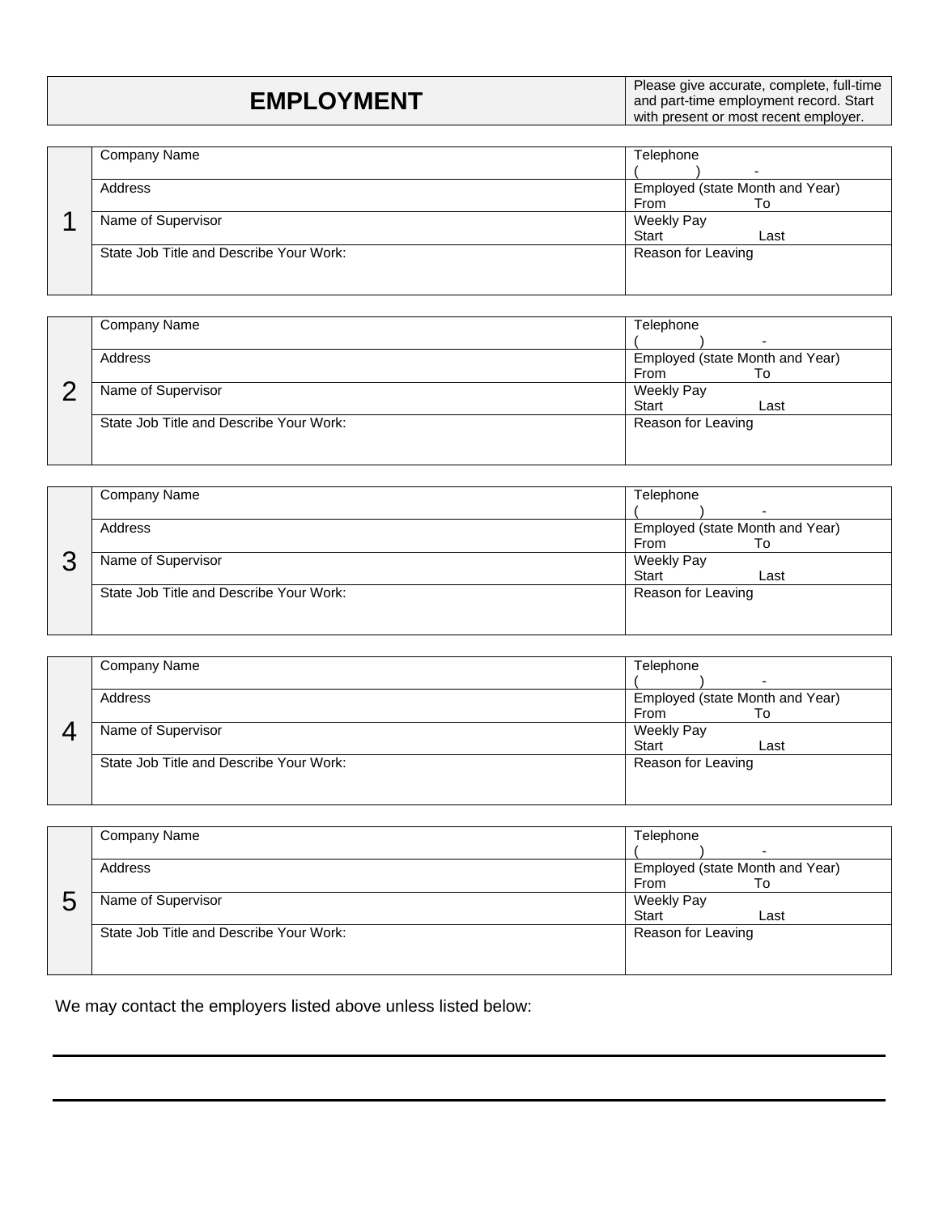| EMPLOYMENT | Please give accurate, complete, full-time and part-time employment record. Start with present or most recent employer. |
| --- | --- |

| | | |
| --- | --- | --- |
| 1 | Company Name | Telephone<br>(        )        - |
| | Address | Employed (state Month and Year)<br>From        To |
| | Name of Supervisor | Weekly Pay<br>Start        Last |
| | State Job Title and Describe Your Work: | Reason for Leaving |

| | | |
| --- | --- | --- |
| 2 | Company Name | Telephone<br>(        )        - |
| | Address | Employed (state Month and Year)<br>From        To |
| | Name of Supervisor | Weekly Pay<br>Start        Last |
| | State Job Title and Describe Your Work: | Reason for Leaving |

| | | |
| --- | --- | --- |
| 3 | Company Name | Telephone<br>(        )        - |
| | Address | Employed (state Month and Year)<br>From        To |
| | Name of Supervisor | Weekly Pay<br>Start        Last |
| | State Job Title and Describe Your Work: | Reason for Leaving |

| | | |
| --- | --- | --- |
| 4 | Company Name | Telephone<br>(        )        - |
| | Address | Employed (state Month and Year)<br>From        To |
| | Name of Supervisor | Weekly Pay<br>Start        Last |
| | State Job Title and Describe Your Work: | Reason for Leaving |

| | | |
| --- | --- | --- |
| 5 | Company Name | Telephone<br>(        )        - |
| | Address | Employed (state Month and Year)<br>From        To |
| | Name of Supervisor | Weekly Pay<br>Start        Last |
| | State Job Title and Describe Your Work: | Reason for Leaving |

We may contact the employers listed above unless listed below:

______________________________________________________________________

______________________________________________________________________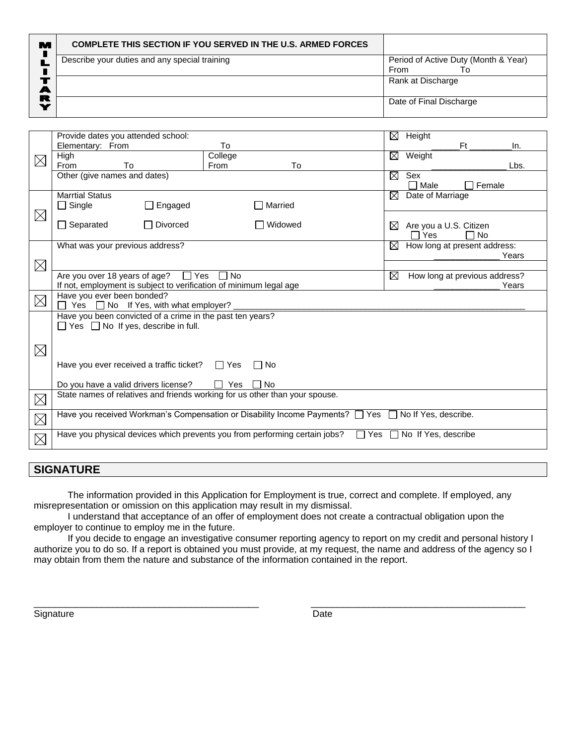| MILITARY | COMPLETE THIS SECTION IF YOU SERVED IN THE U.S. ARMED FORCES | |
|---|---|---|
| | Describe your duties and any special training | Period of Active Duty (Month & Year) From To |
| | | Rank at Discharge |
| | | Date of Final Discharge |

| | | | |
|---|---|---|---|
| ☒ | Provide dates you attended school: Elementary: From To | | ☒ Height ______Ft _________In. |
| | High From To | College From To | ☒ Weight ________________ Lbs. |
| | Other (give names and dates) | | ☒ Sex ☐ Male ☐ Female |
| ☒ | Marrtial Status ☐ Single ☐ Engaged ☐ Married | | ☒ Date of Marriage |
| | ☐ Separated ☐ Divorced ☐ Widowed | | ☒ Are you a U.S. Citizen ☐ Yes ☐ No |
| ☒ | What was your previous address? | | ☒ How long at present address: ______________ Years |
| | Are you over 18 years of age? ☐ Yes ☐ No If not, employment is subject to verification of minimum legal age | | ☒ How long at previous address? ______________ Years |
| ☒ | Have you ever been bonded? ☐ Yes ☐ No If Yes, with what employer? ____________________ | | |
| ☒ | Have you been convicted of a crime in the past ten years? ☐ Yes ☐ No If yes, describe in full. Have you ever received a traffic ticket? ☐ Yes ☐ No Do you have a valid drivers license? ☐ Yes ☐ No | | |
| ☒ | State names of relatives and friends working for us other than your spouse. | | |
| ☒ | Have you received Workman's Compensation or Disability Income Payments? ☐ Yes ☐ No If Yes, describe. | | |
| ☒ | Have you physical devices which prevents you from performing certain jobs? ☐ Yes ☐ No If Yes, describe | | |

## SIGNATURE

The information provided in this Application for Employment is true, correct and complete. If employed, any misrepresentation or omission on this application may result in my dismissal.

I understand that acceptance of an offer of employment does not create a contractual obligation upon the employer to continue to employ me in the future.

If you decide to engage an investigative consumer reporting agency to report on my credit and personal history I authorize you to do so. If a report is obtained you must provide, at my request, the name and address of the agency so I may obtain from them the nature and substance of the information contained in the report.

_____________________________________________ Signature

_____________________________________________ Date